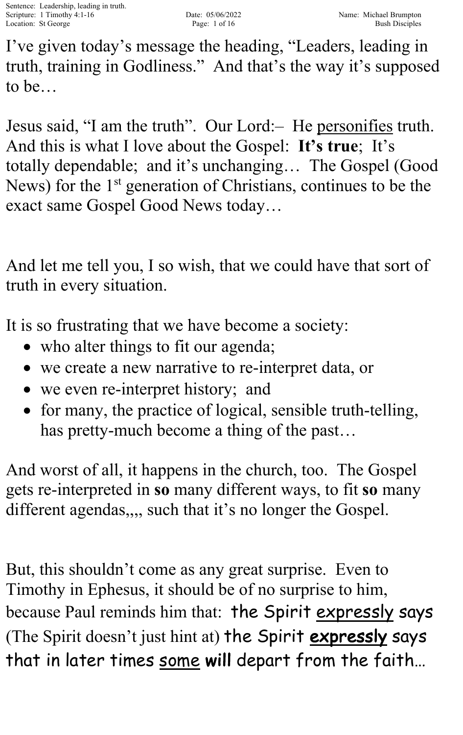I've given today's message the heading, "Leaders, leading in truth, training in Godliness." And that's the way it's supposed to be…

Jesus said, "I am the truth". Our Lord:– He personifies truth. And this is what I love about the Gospel: **It's true**; It's totally dependable; and it's unchanging… The Gospel (Good News) for the 1st generation of Christians, continues to be the exact same Gospel Good News today…

And let me tell you, I so wish, that we could have that sort of truth in every situation.

It is so frustrating that we have become a society:

- who alter things to fit our agenda;
- we create a new narrative to re-interpret data, or
- we even re-interpret history; and
- for many, the practice of logical, sensible truth-telling, has pretty-much become a thing of the past…

And worst of all, it happens in the church, too. The Gospel gets re-interpreted in **so** many different ways, to fit **so** many different agendas,,,, such that it's no longer the Gospel.

But, this shouldn't come as any great surprise. Even to Timothy in Ephesus, it should be of no surprise to him, because Paul reminds him that: the Spirit expressly says (The Spirit doesn't just hint at) the Spirit **expressly** says that in later times some **will** depart from the faith…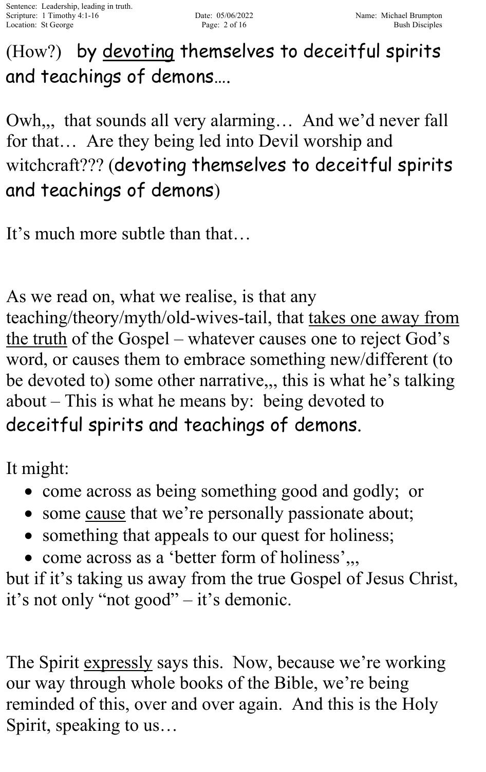(How?)   by <u>devoting</u> themselves to deceitful spirits and teachings of demons….

Owh,,,  that sounds all very alarming…  And we'd never fall for that…  Are they being led into Devil worship and witchcraft??? (devoting themselves to deceitful spirits and teachings of demons)

It's much more subtle than that…

As we read on, what we realise, is that any teaching/theory/myth/old-wives-tail, that <u>takes one away from the truth</u> of the Gospel – whatever causes one to reject God's word, or causes them to embrace something new/different (to be devoted to) some other narrative,,, this is what he's talking about – This is what he means by:  being devoted to deceitful spirits and teachings of demons.

It might:

- come across as being something good and godly;  or
- some <u>cause</u> that we're personally passionate about;
- something that appeals to our quest for holiness;
- come across as a 'better form of holiness',,,

but if it's taking us away from the true Gospel of Jesus Christ, it's not only "not good" – it's demonic.

The Spirit <u>expressly</u> says this.  Now, because we're working our way through whole books of the Bible, we're being reminded of this, over and over again.  And this is the Holy Spirit, speaking to us…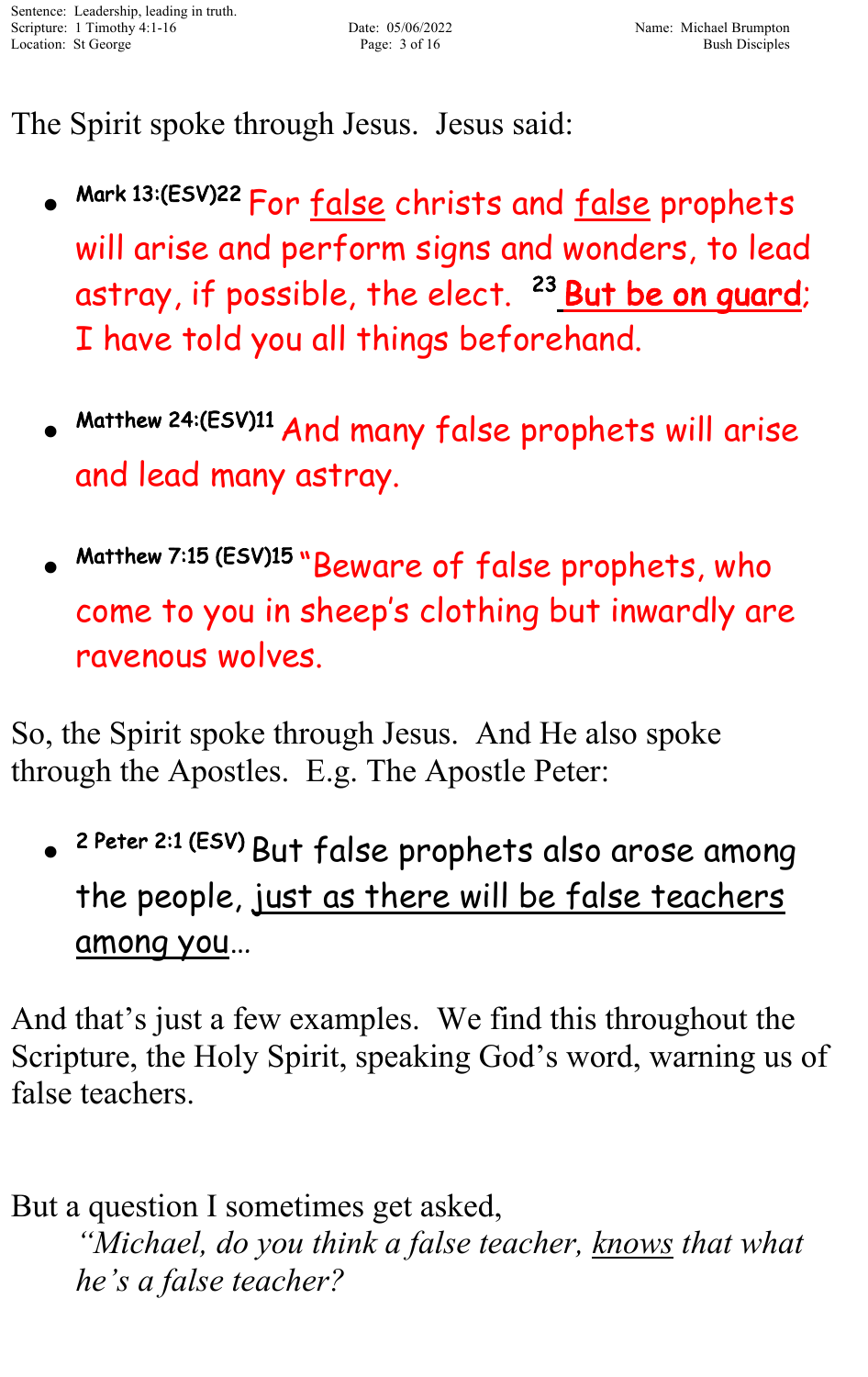The Spirit spoke through Jesus. Jesus said:

- **Mark 13:(ESV)22** For <u>false</u> christs and <u>false</u> prophets will arise and perform signs and wonders, to lead astray, if possible, the elect. [23] **<u>But be on guard</u>**; I have told you all things beforehand.

- **Matthew 24:(ESV)11** And many false prophets will arise and lead many astray.

- **Matthew 7:15 (ESV)15** "Beware of false prophets, who come to you in sheep's clothing but inwardly are ravenous wolves.

So, the Spirit spoke through Jesus. And He also spoke through the Apostles. E.g. The Apostle Peter:

- **2 Peter 2:1 (ESV)** But false prophets also arose among the people, <u>just as there will be false teachers among you</u>…

And that's just a few examples. We find this throughout the Scripture, the Holy Spirit, speaking God's word, warning us of false teachers.

But a question I sometimes get asked,

> *"Michael, do you think a false teacher, <u>knows</u> that what he's a false teacher?*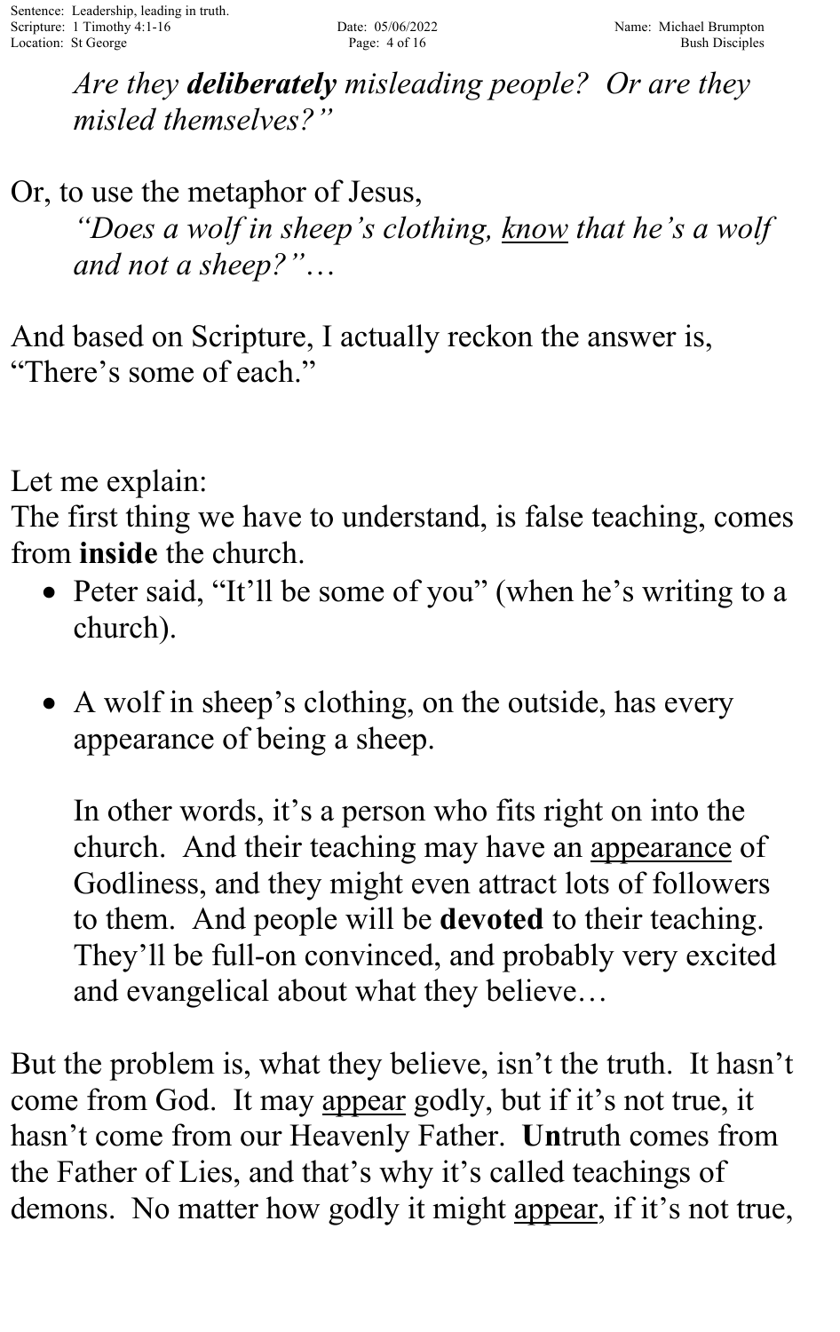*Are they **deliberately** misleading people? Or are they misled themselves?"*

Or, to use the metaphor of Jesus,

*"Does a wolf in sheep's clothing, <u>know</u> that he's a wolf and not a sheep?"…*

And based on Scripture, I actually reckon the answer is, "There's some of each."

Let me explain:
The first thing we have to understand, is false teaching, comes from **inside** the church.

- Peter said, "It'll be some of you" (when he's writing to a church).

- A wolf in sheep's clothing, on the outside, has every appearance of being a sheep.

  In other words, it's a person who fits right on into the church. And their teaching may have an <u>appearance</u> of Godliness, and they might even attract lots of followers to them. And people will be **devoted** to their teaching. They'll be full-on convinced, and probably very excited and evangelical about what they believe…

But the problem is, what they believe, isn't the truth. It hasn't come from God. It may <u>appear</u> godly, but if it's not true, it hasn't come from our Heavenly Father. **Un**truth comes from the Father of Lies, and that's why it's called teachings of demons. No matter how godly it might <u>appear</u>, if it's not true,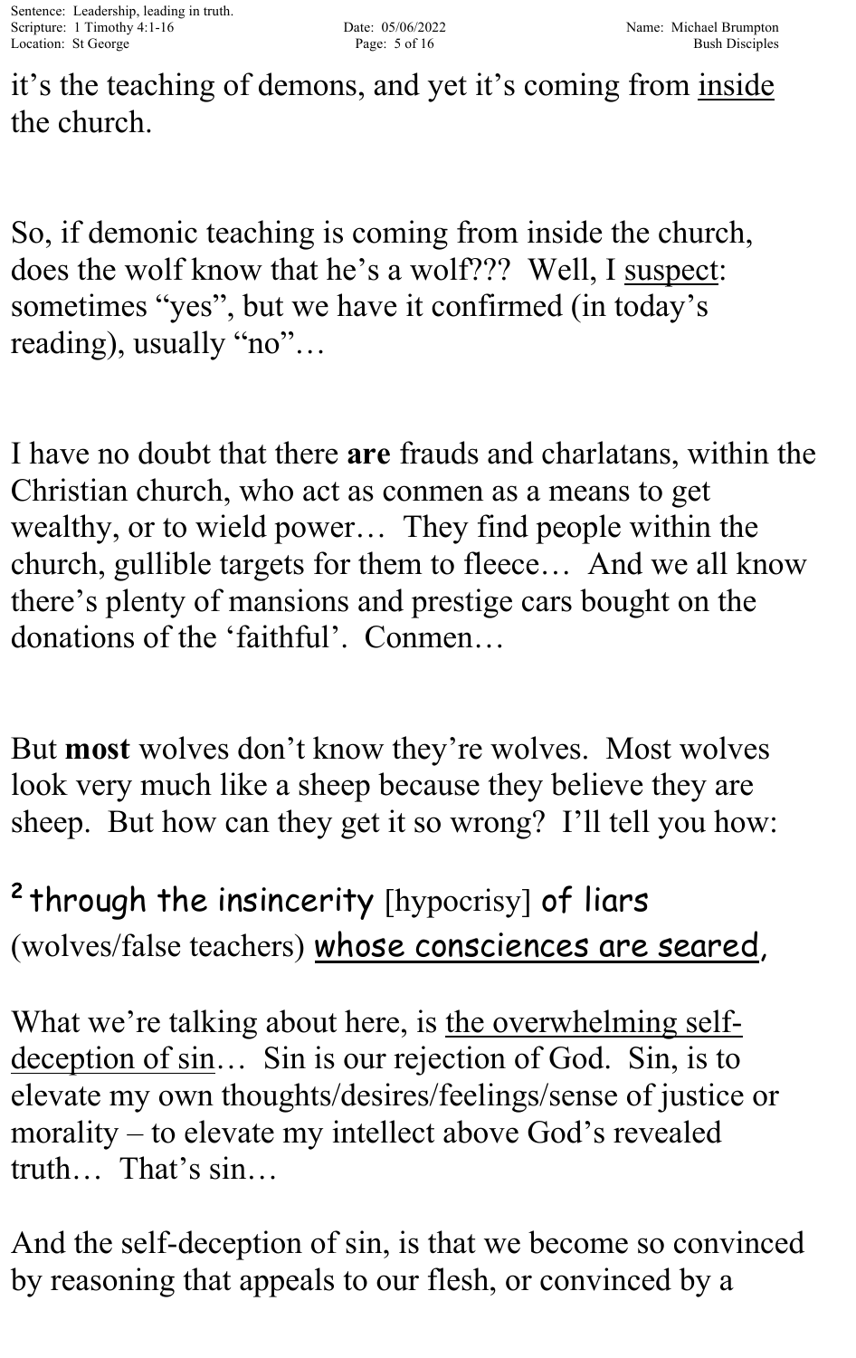it's the teaching of demons, and yet it's coming from <u>inside</u> the church.

So, if demonic teaching is coming from inside the church, does the wolf know that he's a wolf??? Well, I <u>suspect</u>: sometimes "yes", but we have it confirmed (in today's reading), usually "no"…

I have no doubt that there **are** frauds and charlatans, within the Christian church, who act as conmen as a means to get wealthy, or to wield power… They find people within the church, gullible targets for them to fleece… And we all know there's plenty of mansions and prestige cars bought on the donations of the 'faithful'. Conmen…

But **most** wolves don't know they're wolves. Most wolves look very much like a sheep because they believe they are sheep. But how can they get it so wrong? I'll tell you how:

[2] through the insincerity [hypocrisy] of liars (wolves/false teachers) <u>whose consciences are seared</u>,

What we're talking about here, is <u>the overwhelming self-deception of sin</u>… Sin is our rejection of God. Sin, is to elevate my own thoughts/desires/feelings/sense of justice or morality – to elevate my intellect above God's revealed truth… That's sin…

And the self-deception of sin, is that we become so convinced by reasoning that appeals to our flesh, or convinced by a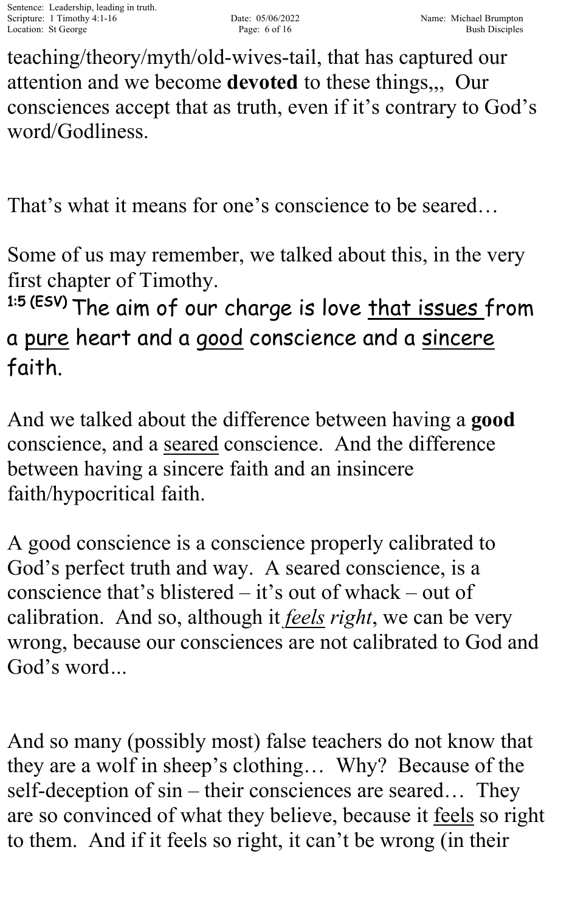teaching/theory/myth/old-wives-tail, that has captured our attention and we become **devoted** to these things,,, Our consciences accept that as truth, even if it's contrary to God's word/Godliness.

That's what it means for one's conscience to be seared…

Some of us may remember, we talked about this, in the very first chapter of Timothy.

**1:5 (ESV)** The aim of our charge is love <u>that issues</u> from a <u>pure</u> heart and a <u>good</u> conscience and a <u>sincere</u> faith.

And we talked about the difference between having a **good** conscience, and a <u>seared</u> conscience. And the difference between having a sincere faith and an insincere faith/hypocritical faith.

A good conscience is a conscience properly calibrated to God's perfect truth and way. A seared conscience, is a conscience that's blistered – it's out of whack – out of calibration. And so, although it *<u>feels</u> right*, we can be very wrong, because our consciences are not calibrated to God and God's word...

And so many (possibly most) false teachers do not know that they are a wolf in sheep's clothing… Why? Because of the self-deception of sin – their consciences are seared… They are so convinced of what they believe, because it <u>feels</u> so right to them. And if it feels so right, it can't be wrong (in their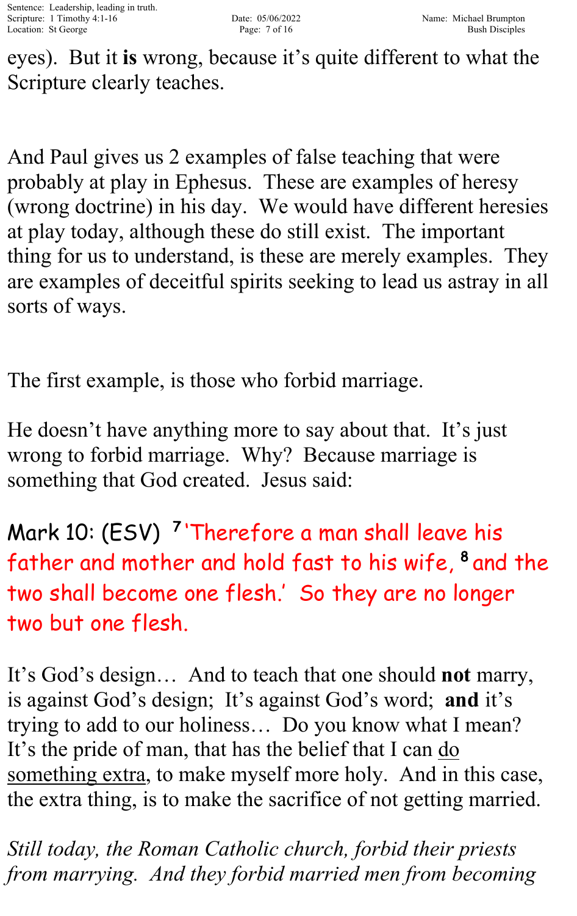eyes). But it **is** wrong, because it's quite different to what the Scripture clearly teaches.

And Paul gives us 2 examples of false teaching that were probably at play in Ephesus. These are examples of heresy (wrong doctrine) in his day. We would have different heresies at play today, although these do still exist. The important thing for us to understand, is these are merely examples. They are examples of deceitful spirits seeking to lead us astray in all sorts of ways.

The first example, is those who forbid marriage.

He doesn't have anything more to say about that. It's just wrong to forbid marriage. Why? Because marriage is something that God created. Jesus said:

Mark 10: (ESV) [7] 'Therefore a man shall leave his father and mother and hold fast to his wife, [8] and the two shall become one flesh.' So they are no longer two but one flesh.

It's God's design… And to teach that one should **not** marry, is against God's design; It's against God's word; **and** it's trying to add to our holiness… Do you know what I mean? It's the pride of man, that has the belief that I can do something extra, to make myself more holy. And in this case, the extra thing, is to make the sacrifice of not getting married.

*Still today, the Roman Catholic church, forbid their priests from marrying. And they forbid married men from becoming*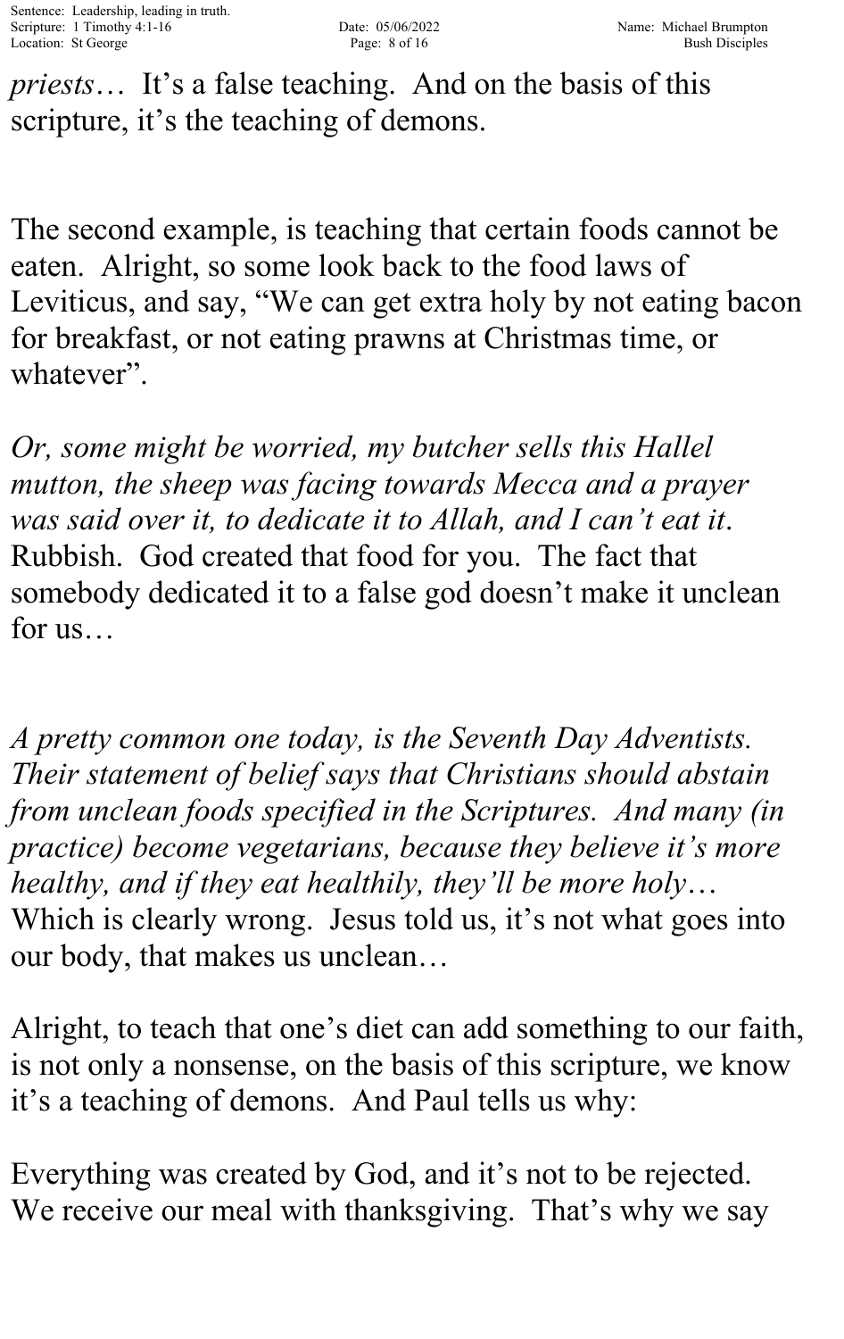*priests*… It's a false teaching. And on the basis of this scripture, it's the teaching of demons.

The second example, is teaching that certain foods cannot be eaten. Alright, so some look back to the food laws of Leviticus, and say, "We can get extra holy by not eating bacon for breakfast, or not eating prawns at Christmas time, or whatever".

*Or, some might be worried, my butcher sells this Hallel mutton, the sheep was facing towards Mecca and a prayer was said over it, to dedicate it to Allah, and I can't eat it*. Rubbish. God created that food for you. The fact that somebody dedicated it to a false god doesn't make it unclean for us…

*A pretty common one today, is the Seventh Day Adventists. Their statement of belief says that Christians should abstain from unclean foods specified in the Scriptures. And many (in practice) become vegetarians, because they believe it's more healthy, and if they eat healthily, they'll be more holy*… Which is clearly wrong. Jesus told us, it's not what goes into our body, that makes us unclean…

Alright, to teach that one's diet can add something to our faith, is not only a nonsense, on the basis of this scripture, we know it's a teaching of demons. And Paul tells us why:

Everything was created by God, and it's not to be rejected. We receive our meal with thanksgiving. That's why we say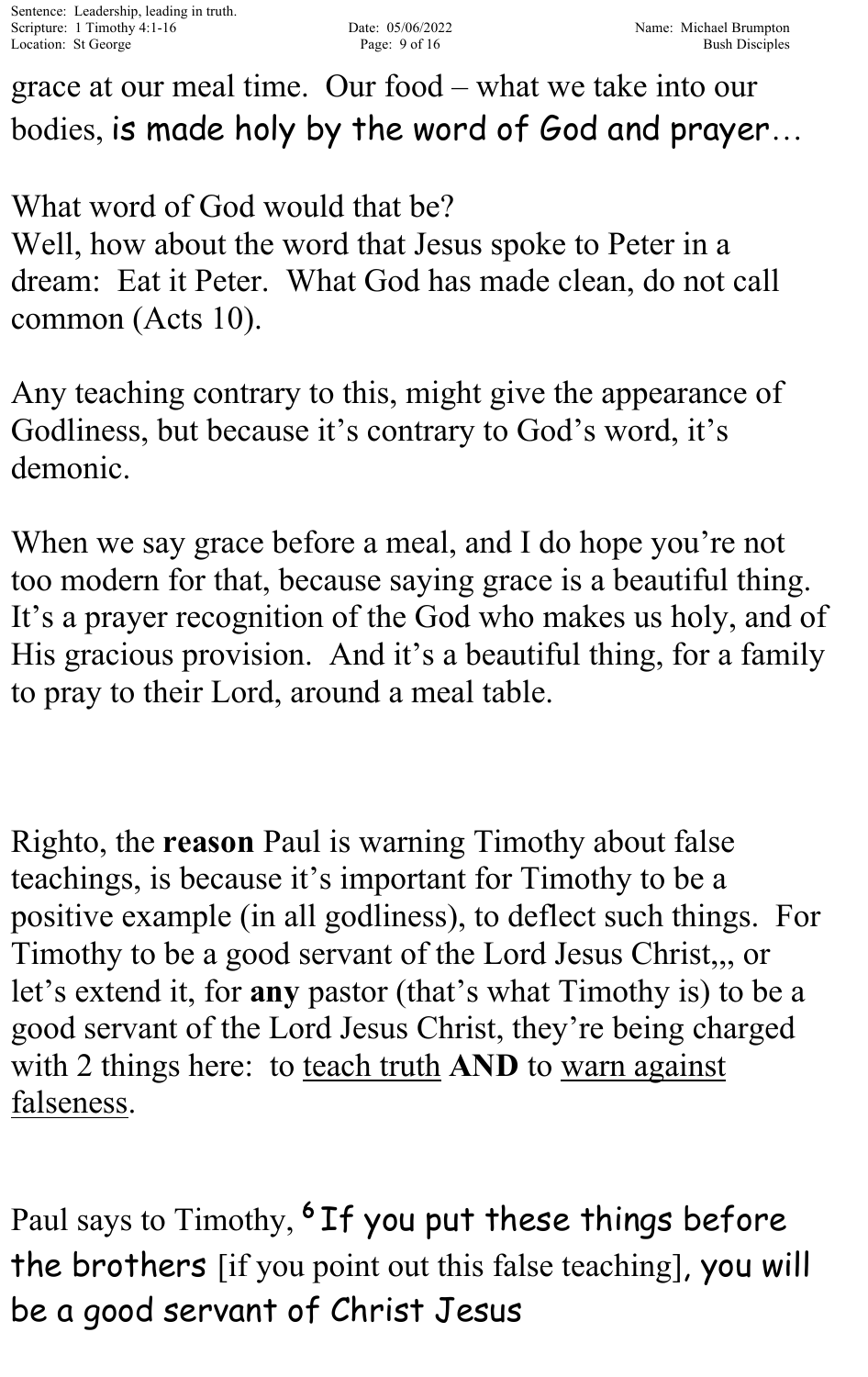grace at our meal time. Our food – what we take into our bodies, is made holy by the word of God and prayer…

What word of God would that be?
Well, how about the word that Jesus spoke to Peter in a dream: Eat it Peter. What God has made clean, do not call common (Acts 10).

Any teaching contrary to this, might give the appearance of Godliness, but because it's contrary to God's word, it's demonic.

When we say grace before a meal, and I do hope you're not too modern for that, because saying grace is a beautiful thing. It's a prayer recognition of the God who makes us holy, and of His gracious provision. And it's a beautiful thing, for a family to pray to their Lord, around a meal table.

Righto, the **reason** Paul is warning Timothy about false teachings, is because it's important for Timothy to be a positive example (in all godliness), to deflect such things. For Timothy to be a good servant of the Lord Jesus Christ,,, or let's extend it, for **any** pastor (that's what Timothy is) to be a good servant of the Lord Jesus Christ, they're being charged with 2 things here: to <u>teach truth</u> **AND** to <u>warn against falseness</u>.

Paul says to Timothy, [6] If you put these things before the brothers [if you point out this false teaching], you will be a good servant of Christ Jesus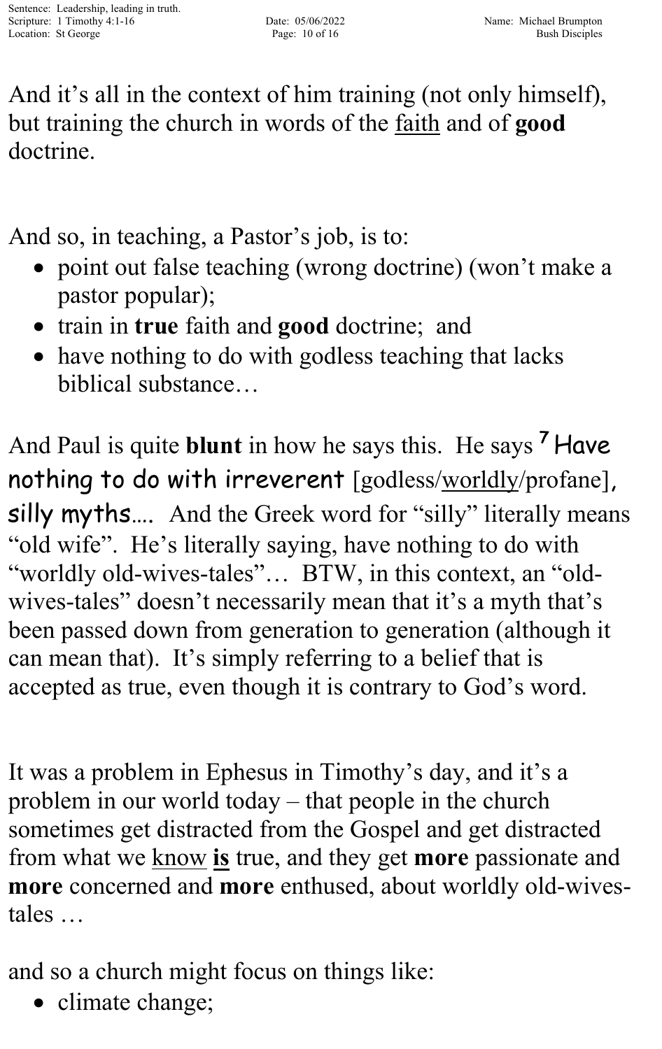And it's all in the context of him training (not only himself), but training the church in words of the faith and of **good** doctrine.

And so, in teaching, a Pastor's job, is to:

- point out false teaching (wrong doctrine) (won't make a pastor popular);
- train in **true** faith and **good** doctrine; and
- have nothing to do with godless teaching that lacks biblical substance…

And Paul is quite **blunt** in how he says this. He says [7] Have nothing to do with irreverent [godless/worldly/profane], silly myths…. And the Greek word for "silly" literally means "old wife". He's literally saying, have nothing to do with "worldly old-wives-tales"… BTW, in this context, an "old-wives-tales" doesn't necessarily mean that it's a myth that's been passed down from generation to generation (although it can mean that). It's simply referring to a belief that is accepted as true, even though it is contrary to God's word.

It was a problem in Ephesus in Timothy's day, and it's a problem in our world today – that people in the church sometimes get distracted from the Gospel and get distracted from what we know **is** true, and they get **more** passionate and **more** concerned and **more** enthused, about worldly old-wives-tales …

and so a church might focus on things like:

- climate change;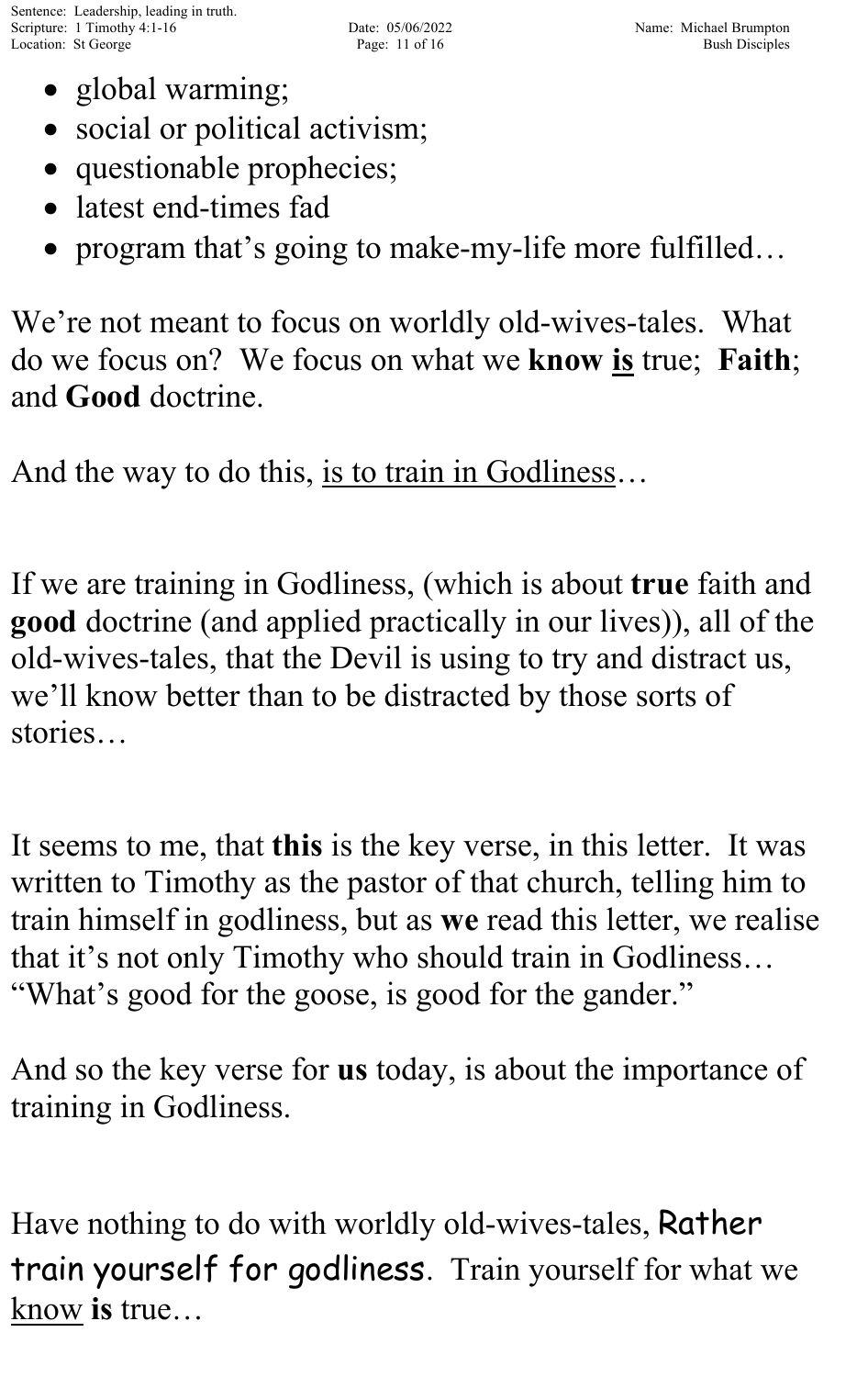- global warming;
- social or political activism;
- questionable prophecies;
- latest end-times fad
- program that's going to make-my-life more fulfilled…

We're not meant to focus on worldly old-wives-tales. What do we focus on? We focus on what we **know** **<u>is</u>** true; **Faith**; and **Good** doctrine.

And the way to do this, <u>is to train in Godliness</u>…

If we are training in Godliness, (which is about **true** faith and **good** doctrine (and applied practically in our lives)), all of the old-wives-tales, that the Devil is using to try and distract us, we'll know better than to be distracted by those sorts of stories…

It seems to me, that **this** is the key verse, in this letter. It was written to Timothy as the pastor of that church, telling him to train himself in godliness, but as **we** read this letter, we realise that it's not only Timothy who should train in Godliness… "What's good for the goose, is good for the gander."

And so the key verse for **us** today, is about the importance of training in Godliness.

Have nothing to do with worldly old-wives-tales, Rather train yourself for godliness. Train yourself for what we <u>know</u> **is** true…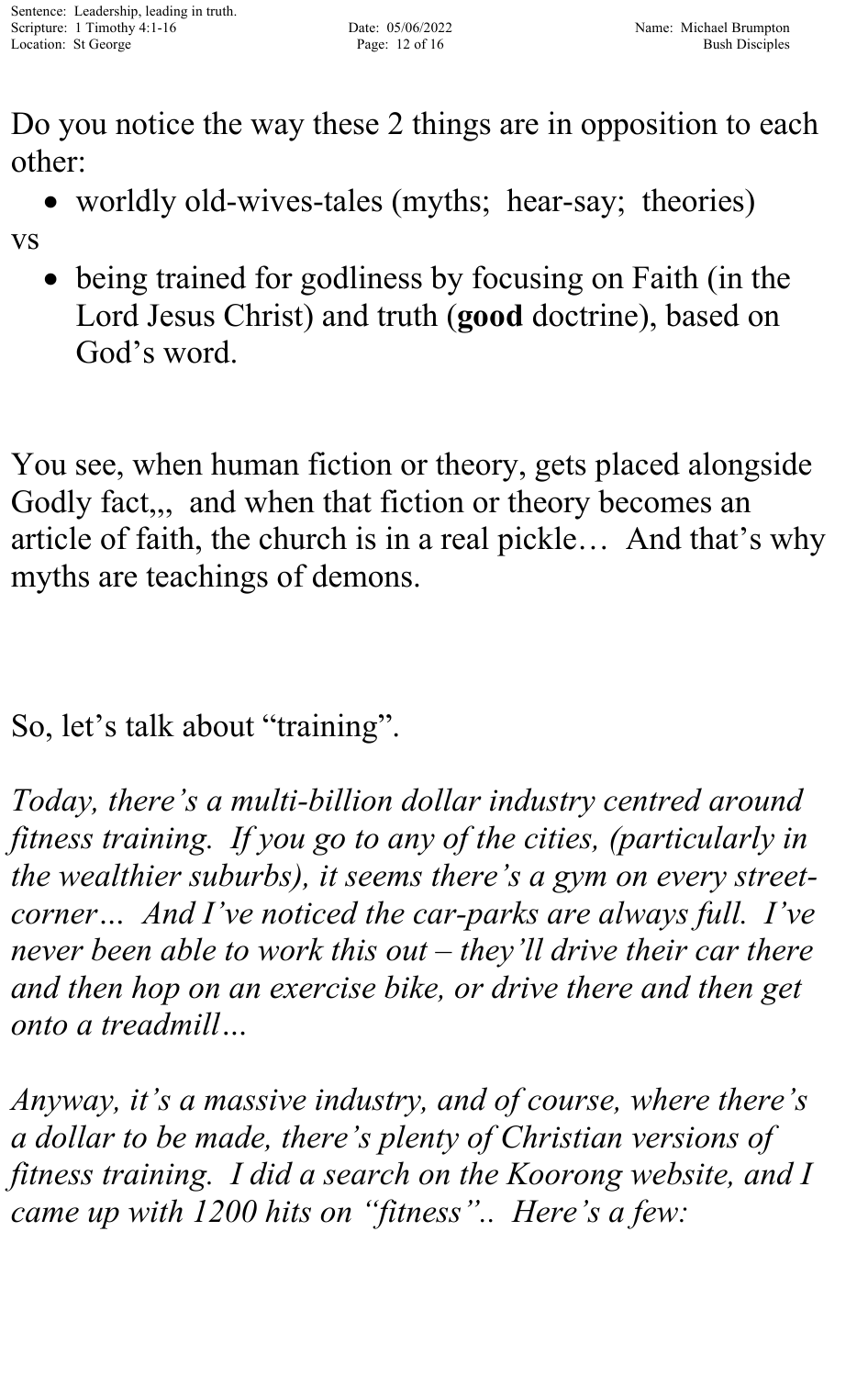Do you notice the way these 2 things are in opposition to each other:

- worldly old-wives-tales (myths;  hear-say;  theories)

vs

- being trained for godliness by focusing on Faith (in the Lord Jesus Christ) and truth (**good** doctrine), based on God's word.

You see, when human fiction or theory, gets placed alongside Godly fact,,,  and when that fiction or theory becomes an article of faith, the church is in a real pickle…  And that's why myths are teachings of demons.

So, let's talk about "training".

*Today, there's a multi-billion dollar industry centred around fitness training.  If you go to any of the cities, (particularly in the wealthier suburbs), it seems there's a gym on every street-corner…  And I've noticed the car-parks are always full.  I've never been able to work this out – they'll drive their car there and then hop on an exercise bike, or drive there and then get onto a treadmill…*

*Anyway, it's a massive industry, and of course, where there's a dollar to be made, there's plenty of Christian versions of fitness training.  I did a search on the Koorong website, and I came up with 1200 hits on "fitness"..  Here's a few:*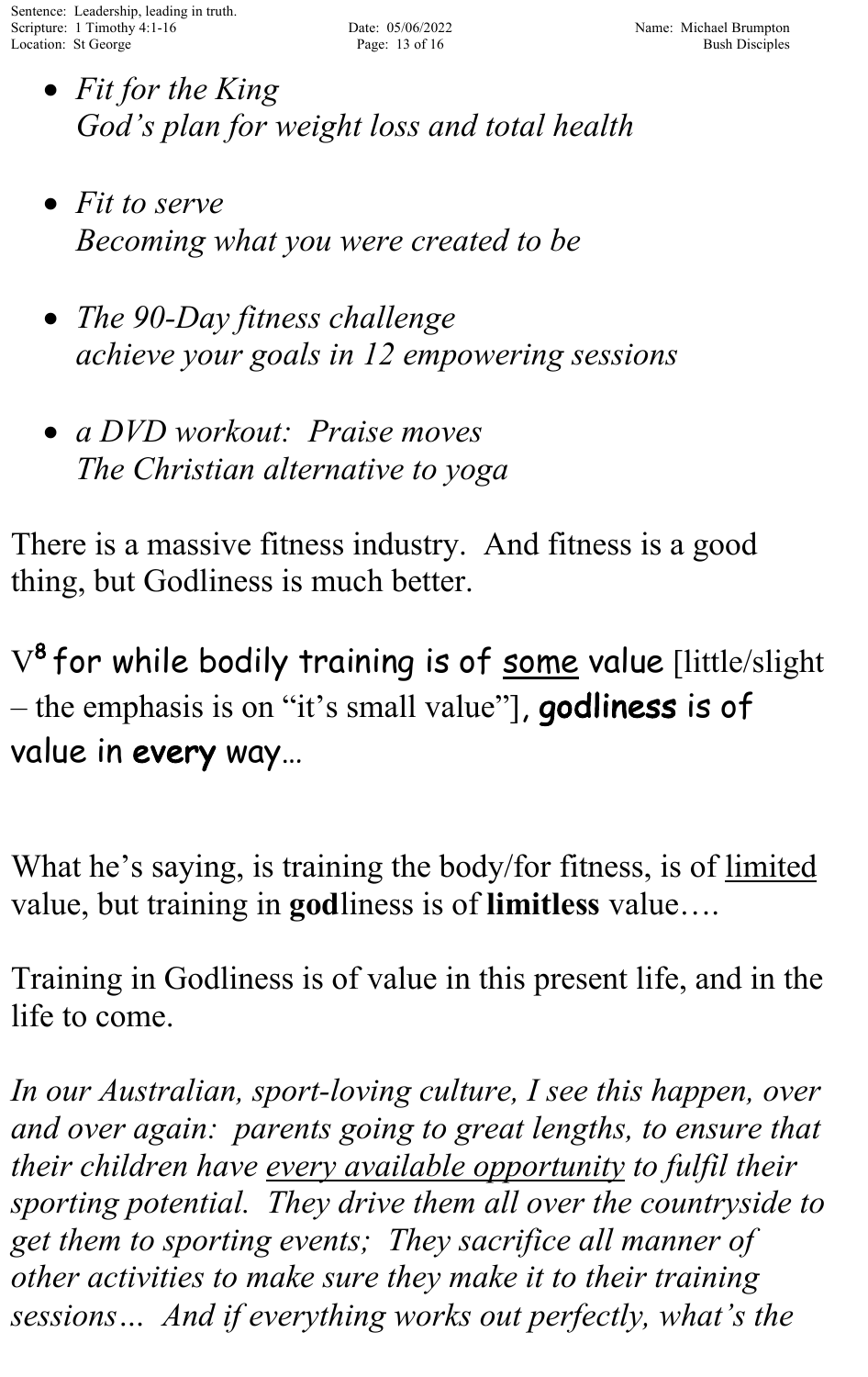- *Fit for the King*
  *God's plan for weight loss and total health*

- *Fit to serve*
  *Becoming what you were created to be*

- *The 90-Day fitness challenge*
  *achieve your goals in 12 empowering sessions*

- *a DVD workout: Praise moves*
  *The Christian alternative to yoga*

There is a massive fitness industry. And fitness is a good thing, but Godliness is much better.

V[8] for while bodily training is of <u>some</u> value [little/slight – the emphasis is on "it's small value"], **godliness** is of value in **every** way…

What he's saying, is training the body/for fitness, is of <u>limited</u> value, but training in **god**liness is of **limitless** value….

Training in Godliness is of value in this present life, and in the life to come.

*In our Australian, sport-loving culture, I see this happen, over and over again: parents going to great lengths, to ensure that their children have <u>every available opportunity</u> to fulfil their sporting potential. They drive them all over the countryside to get them to sporting events; They sacrifice all manner of other activities to make sure they make it to their training sessions… And if everything works out perfectly, what's the*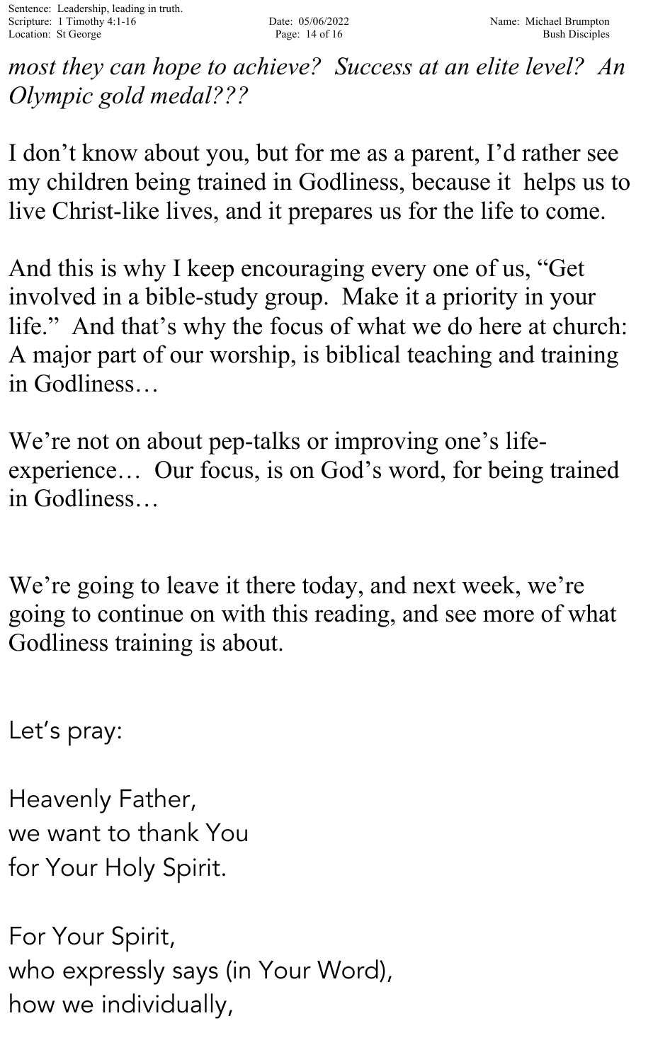*most they can hope to achieve? Success at an elite level? An Olympic gold medal???*

I don't know about you, but for me as a parent, I'd rather see my children being trained in Godliness, because it helps us to live Christ-like lives, and it prepares us for the life to come.

And this is why I keep encouraging every one of us, "Get involved in a bible-study group. Make it a priority in your life." And that's why the focus of what we do here at church: A major part of our worship, is biblical teaching and training in Godliness…

We're not on about pep-talks or improving one's life-experience… Our focus, is on God's word, for being trained in Godliness…

We're going to leave it there today, and next week, we're going to continue on with this reading, and see more of what Godliness training is about.

Let's pray:

Heavenly Father,
we want to thank You
for Your Holy Spirit.

For Your Spirit,
who expressly says (in Your Word),
how we individually,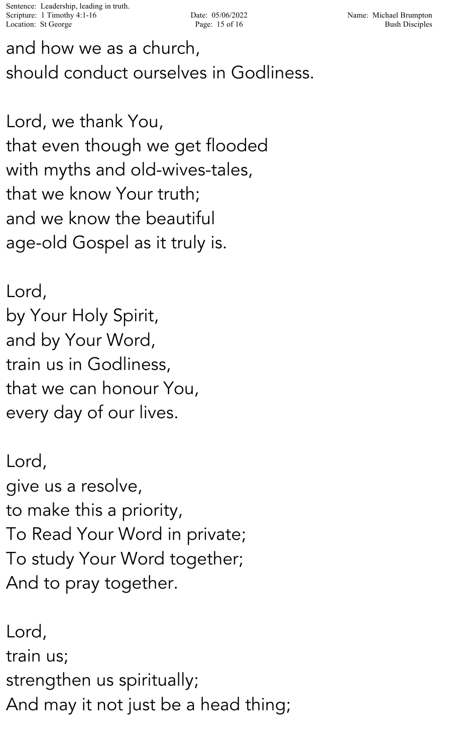and how we as a church,
should conduct ourselves in Godliness.

Lord, we thank You,
that even though we get flooded
with myths and old-wives-tales,
that we know Your truth;
and we know the beautiful
age-old Gospel as it truly is.

Lord,
by Your Holy Spirit,
and by Your Word,
train us in Godliness,
that we can honour You,
every day of our lives.

Lord,
give us a resolve,
to make this a priority,
To Read Your Word in private;
To study Your Word together;
And to pray together.

Lord,
train us;
strengthen us spiritually;
And may it not just be a head thing;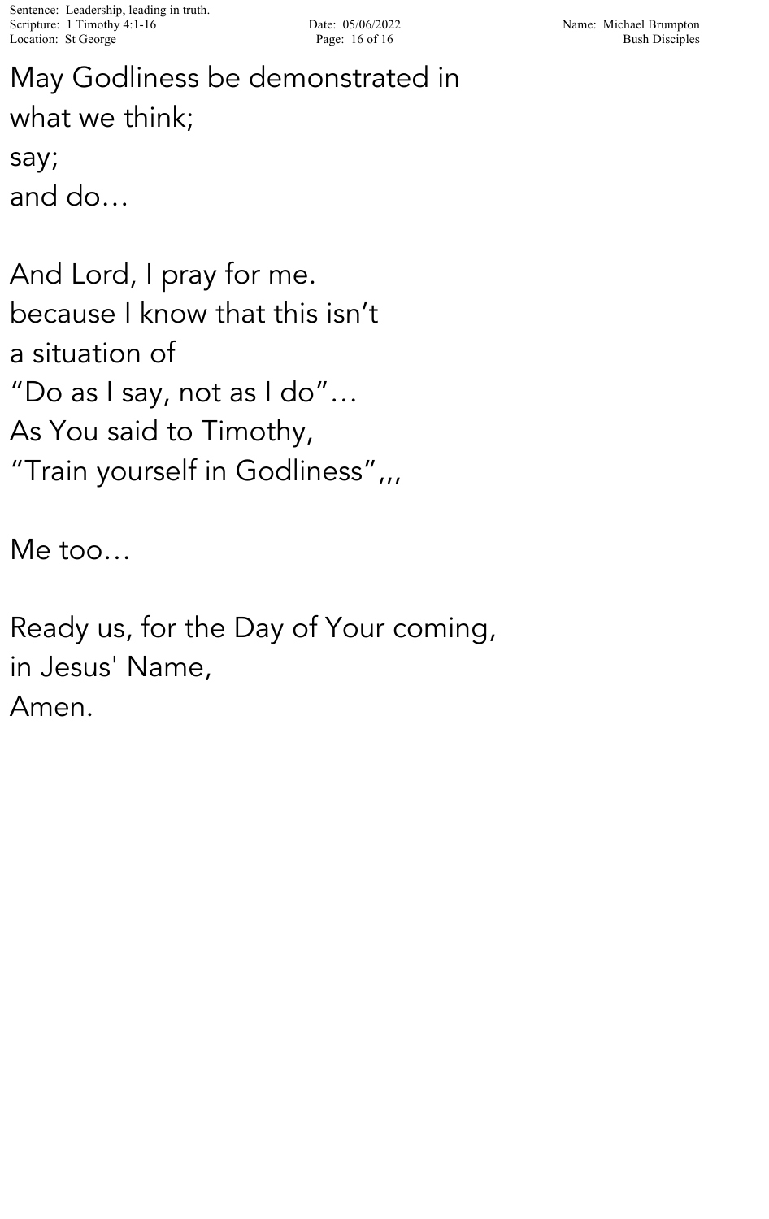May Godliness be demonstrated in
what we think;
say;
and do…

And Lord, I pray for me.
because I know that this isn't
a situation of
"Do as I say, not as I do"…
As You said to Timothy,
"Train yourself in Godliness",,,

Me too…

Ready us, for the Day of Your coming,
in Jesus' Name,
Amen.